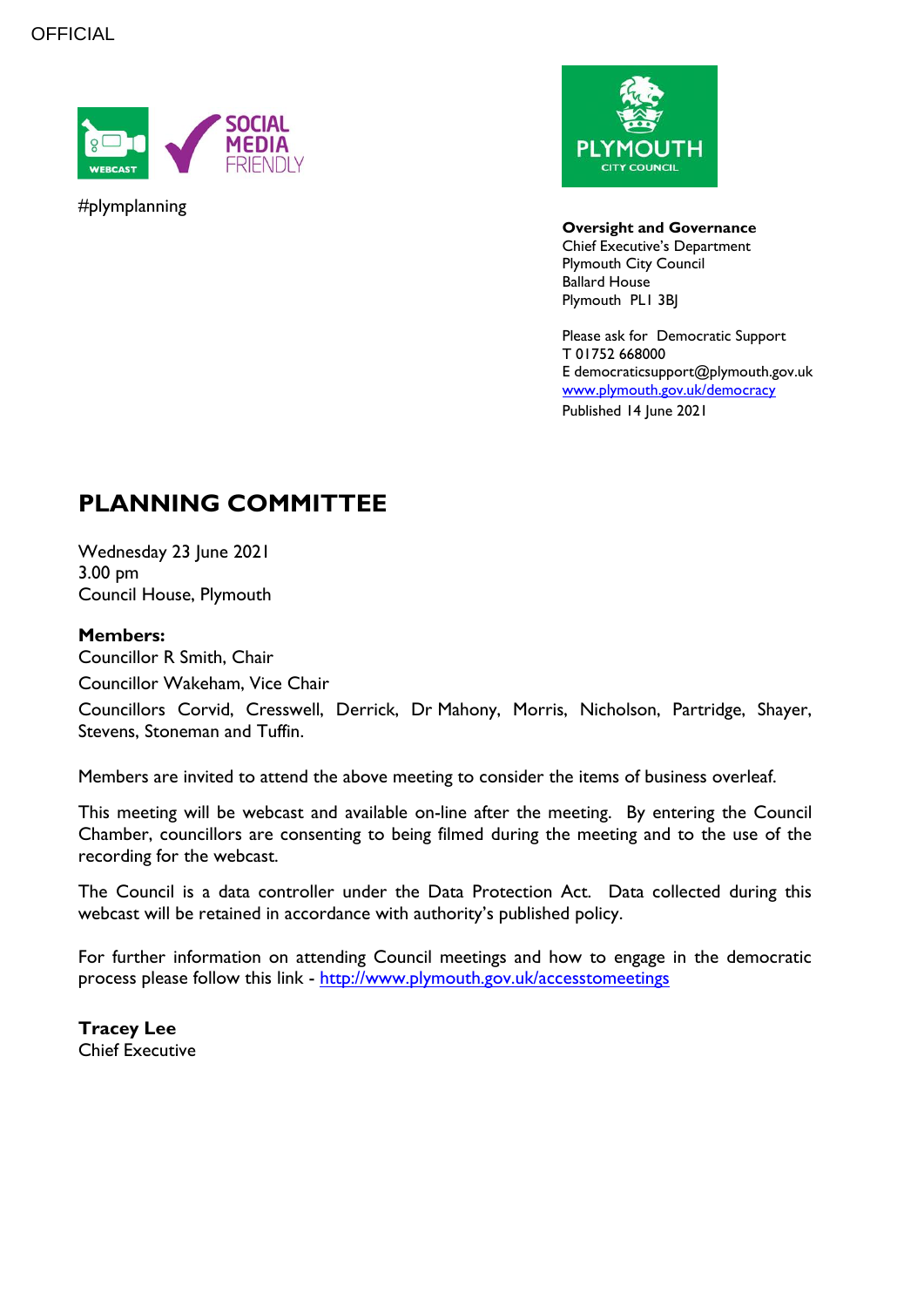OFFICIAL

WEBCAST SOCIAL MEDIA FRIENDLY

#plymplanning

PLYMOUTH CITY COUNCIL

**Oversight and Governance**
Chief Executive's Department
Plymouth City Council
Ballard House
Plymouth PL1 3BJ

Please ask for Democratic Support
T 01752 668000
E democraticsupport@plymouth.gov.uk
www.plymouth.gov.uk/democracy
Published 14 June 2021

# PLANNING COMMITTEE

Wednesday 23 June 2021
3.00 pm
Council House, Plymouth

**Members:**

Councillor R Smith, Chair

Councillor Wakeham, Vice Chair

Councillors Corvid, Cresswell, Derrick, Dr Mahony, Morris, Nicholson, Partridge, Shayer, Stevens, Stoneman and Tuffin.

Members are invited to attend the above meeting to consider the items of business overleaf.

This meeting will be webcast and available on-line after the meeting. By entering the Council Chamber, councillors are consenting to being filmed during the meeting and to the use of the recording for the webcast.

The Council is a data controller under the Data Protection Act. Data collected during this webcast will be retained in accordance with authority's published policy.

For further information on attending Council meetings and how to engage in the democratic process please follow this link - http://www.plymouth.gov.uk/accesstomeetings

**Tracey Lee**
Chief Executive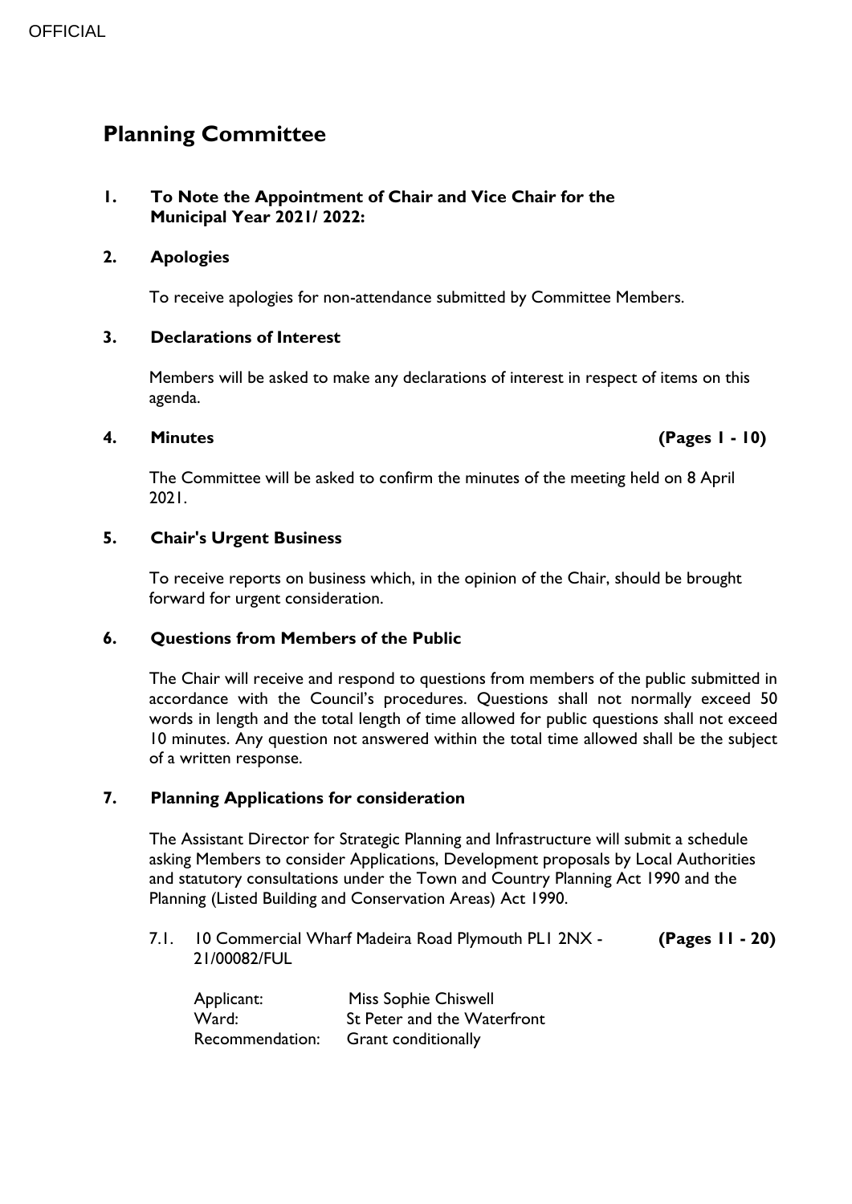# Planning Committee

**1. To Note the Appointment of Chair and Vice Chair for the Municipal Year 2021/ 2022:**

**2. Apologies**

To receive apologies for non-attendance submitted by Committee Members.

**3. Declarations of Interest**

Members will be asked to make any declarations of interest in respect of items on this agenda.

**4. Minutes** **(Pages 1 - 10)**

The Committee will be asked to confirm the minutes of the meeting held on 8 April 2021.

**5. Chair's Urgent Business**

To receive reports on business which, in the opinion of the Chair, should be brought forward for urgent consideration.

**6. Questions from Members of the Public**

The Chair will receive and respond to questions from members of the public submitted in accordance with the Council's procedures. Questions shall not normally exceed 50 words in length and the total length of time allowed for public questions shall not exceed 10 minutes. Any question not answered within the total time allowed shall be the subject of a written response.

**7. Planning Applications for consideration**

The Assistant Director for Strategic Planning and Infrastructure will submit a schedule asking Members to consider Applications, Development proposals by Local Authorities and statutory consultations under the Town and Country Planning Act 1990 and the Planning (Listed Building and Conservation Areas) Act 1990.

7.1. 10 Commercial Wharf Madeira Road Plymouth PL1 2NX - 21/00082/FUL **(Pages 11 - 20)**

| | |
|---|---|
| Applicant: | Miss Sophie Chiswell |
| Ward: | St Peter and the Waterfront |
| Recommendation: | Grant conditionally |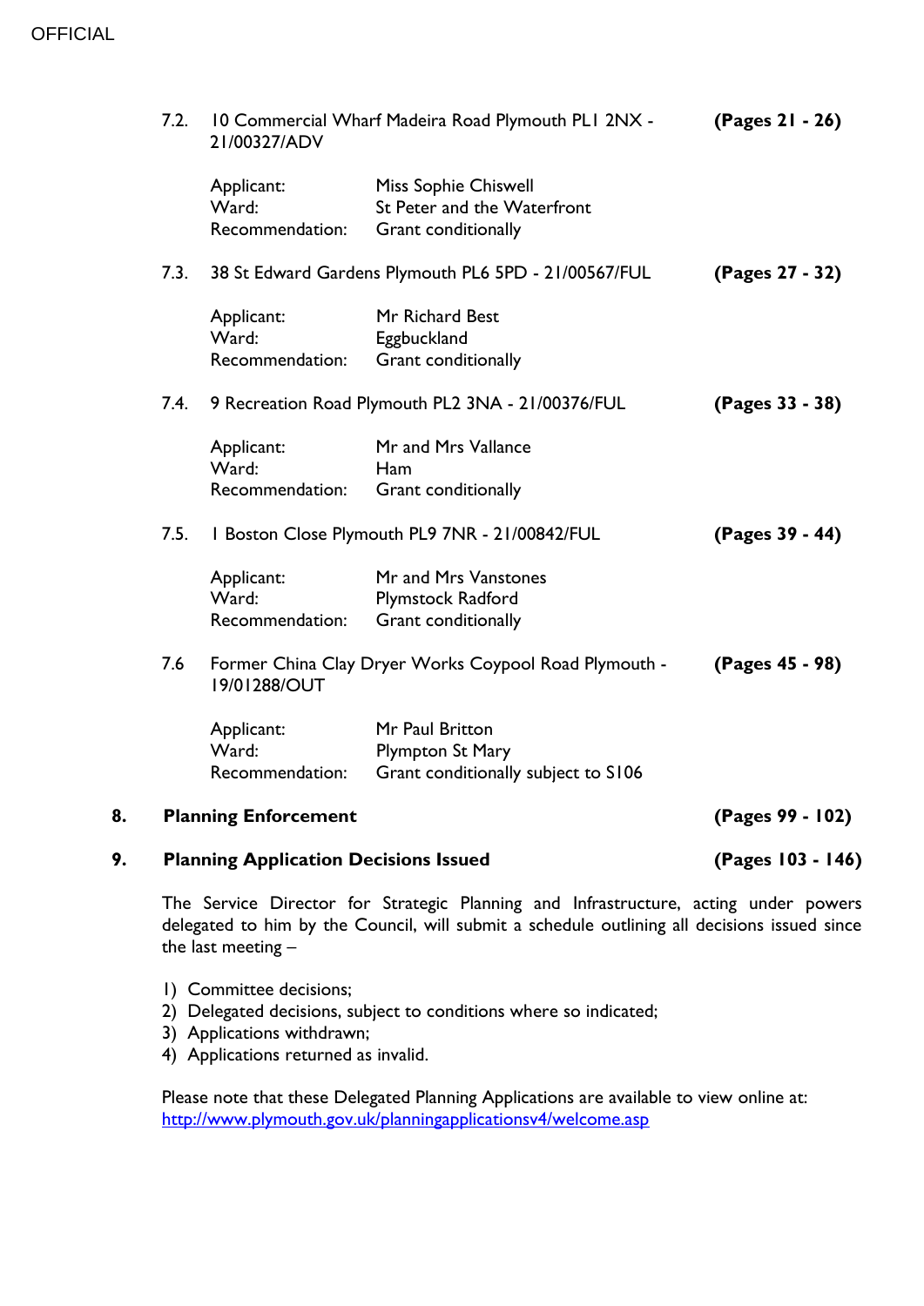7.2. 10 Commercial Wharf Madeira Road Plymouth PL1 2NX - 21/00327/ADV **(Pages 21 - 26)**

| | |
|---|---|
| Applicant: | Miss Sophie Chiswell |
| Ward: | St Peter and the Waterfront |
| Recommendation: | Grant conditionally |

7.3. 38 St Edward Gardens Plymouth PL6 5PD - 21/00567/FUL **(Pages 27 - 32)**

| | |
|---|---|
| Applicant: | Mr Richard Best |
| Ward: | Eggbuckland |
| Recommendation: | Grant conditionally |

7.4. 9 Recreation Road Plymouth PL2 3NA - 21/00376/FUL **(Pages 33 - 38)**

| | |
|---|---|
| Applicant: | Mr and Mrs Vallance |
| Ward: | Ham |
| Recommendation: | Grant conditionally |

7.5. 1 Boston Close Plymouth PL9 7NR - 21/00842/FUL **(Pages 39 - 44)**

| | |
|---|---|
| Applicant: | Mr and Mrs Vanstones |
| Ward: | Plymstock Radford |
| Recommendation: | Grant conditionally |

7.6 Former China Clay Dryer Works Coypool Road Plymouth - 19/01288/OUT **(Pages 45 - 98)**

| | |
|---|---|
| Applicant: | Mr Paul Britton |
| Ward: | Plympton St Mary |
| Recommendation: | Grant conditionally subject to S106 |

## 8. Planning Enforcement **(Pages 99 - 102)**

## 9. Planning Application Decisions Issued **(Pages 103 - 146)**

The Service Director for Strategic Planning and Infrastructure, acting under powers delegated to him by the Council, will submit a schedule outlining all decisions issued since the last meeting –

1) Committee decisions;
2) Delegated decisions, subject to conditions where so indicated;
3) Applications withdrawn;
4) Applications returned as invalid.

Please note that these Delegated Planning Applications are available to view online at:
[http://www.plymouth.gov.uk/planningapplicationsv4/welcome.asp](http://www.plymouth.gov.uk/planningapplicationsv4/welcome.asp)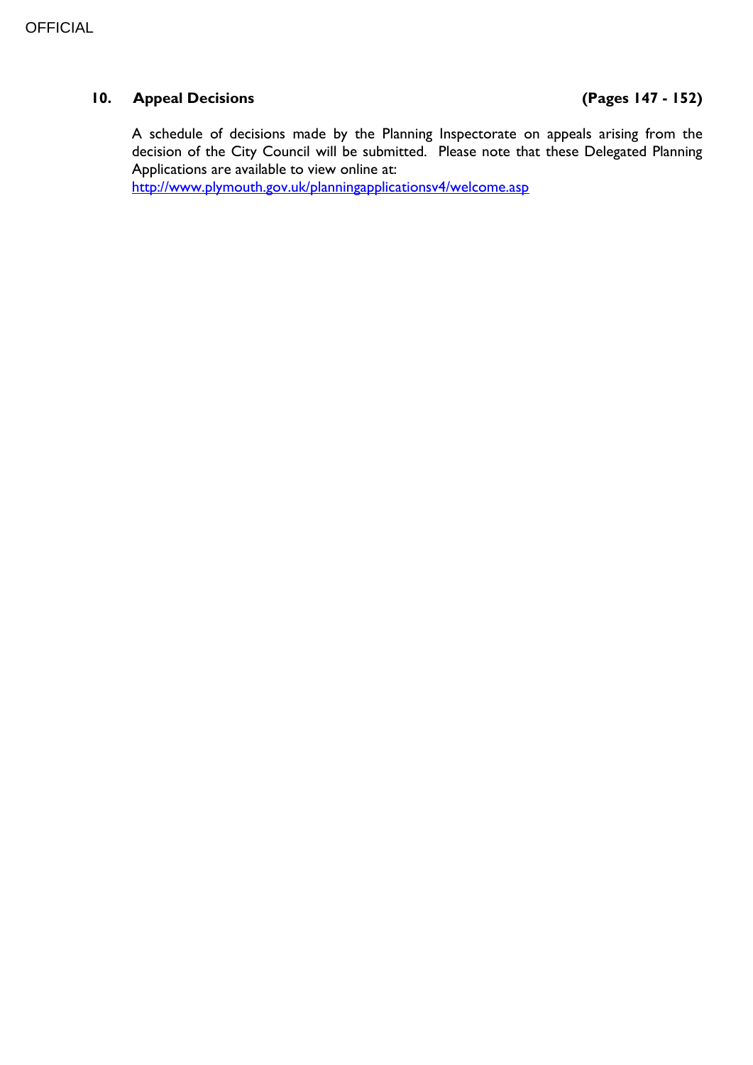OFFICIAL

## 10. Appeal Decisions **(Pages 147 - 152)**

A schedule of decisions made by the Planning Inspectorate on appeals arising from the decision of the City Council will be submitted. Please note that these Delegated Planning Applications are available to view online at:
[http://www.plymouth.gov.uk/planningapplicationsv4/welcome.asp](http://www.plymouth.gov.uk/planningapplicationsv4/welcome.asp)